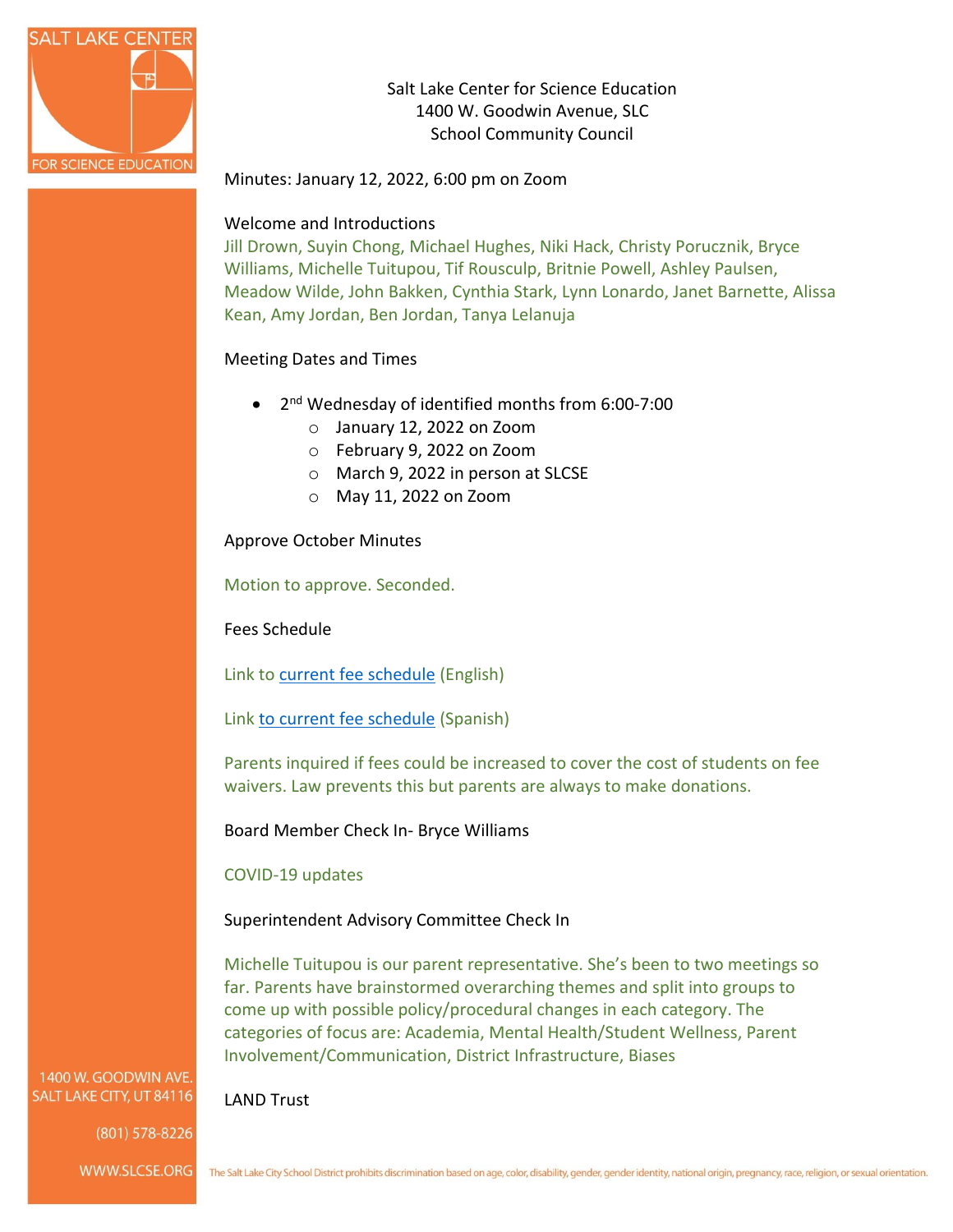Salt Lake Center for Science Education
1400 W. Goodwin Avenue, SLC
School Community Council

Minutes: January 12, 2022, 6:00 pm on Zoom

## Welcome and Introductions

Jill Drown, Suyin Chong, Michael Hughes, Niki Hack, Christy Porucznik, Bryce Williams, Michelle Tuitupou, Tif Rousculp, Britnie Powell, Ashley Paulsen, Meadow Wilde, John Bakken, Cynthia Stark, Lynn Lonardo, Janet Barnette, Alissa Kean, Amy Jordan, Ben Jordan, Tanya Lelanuja

## Meeting Dates and Times

- 2nd Wednesday of identified months from 6:00-7:00
  - January 12, 2022 on Zoom
  - February 9, 2022 on Zoom
  - March 9, 2022 in person at SLCSE
  - May 11, 2022 on Zoom

## Approve October Minutes

Motion to approve. Seconded.

## Fees Schedule

Link to current fee schedule (English)

Link to current fee schedule (Spanish)

Parents inquired if fees could be increased to cover the cost of students on fee waivers. Law prevents this but parents are always to make donations.

## Board Member Check In- Bryce Williams

COVID-19 updates

## Superintendent Advisory Committee Check In

Michelle Tuitupou is our parent representative. She's been to two meetings so far. Parents have brainstormed overarching themes and split into groups to come up with possible policy/procedural changes in each category. The categories of focus are: Academia, Mental Health/Student Wellness, Parent Involvement/Communication, District Infrastructure, Biases

## LAND Trust

1400 W. GOODWIN AVE.
SALT LAKE CITY, UT 84116

(801) 578-8226

WWW.SLCSE.ORG

The Salt Lake City School District prohibits discrimination based on age, color, disability, gender, gender identity, national origin, pregnancy, race, religion, or sexual orientation.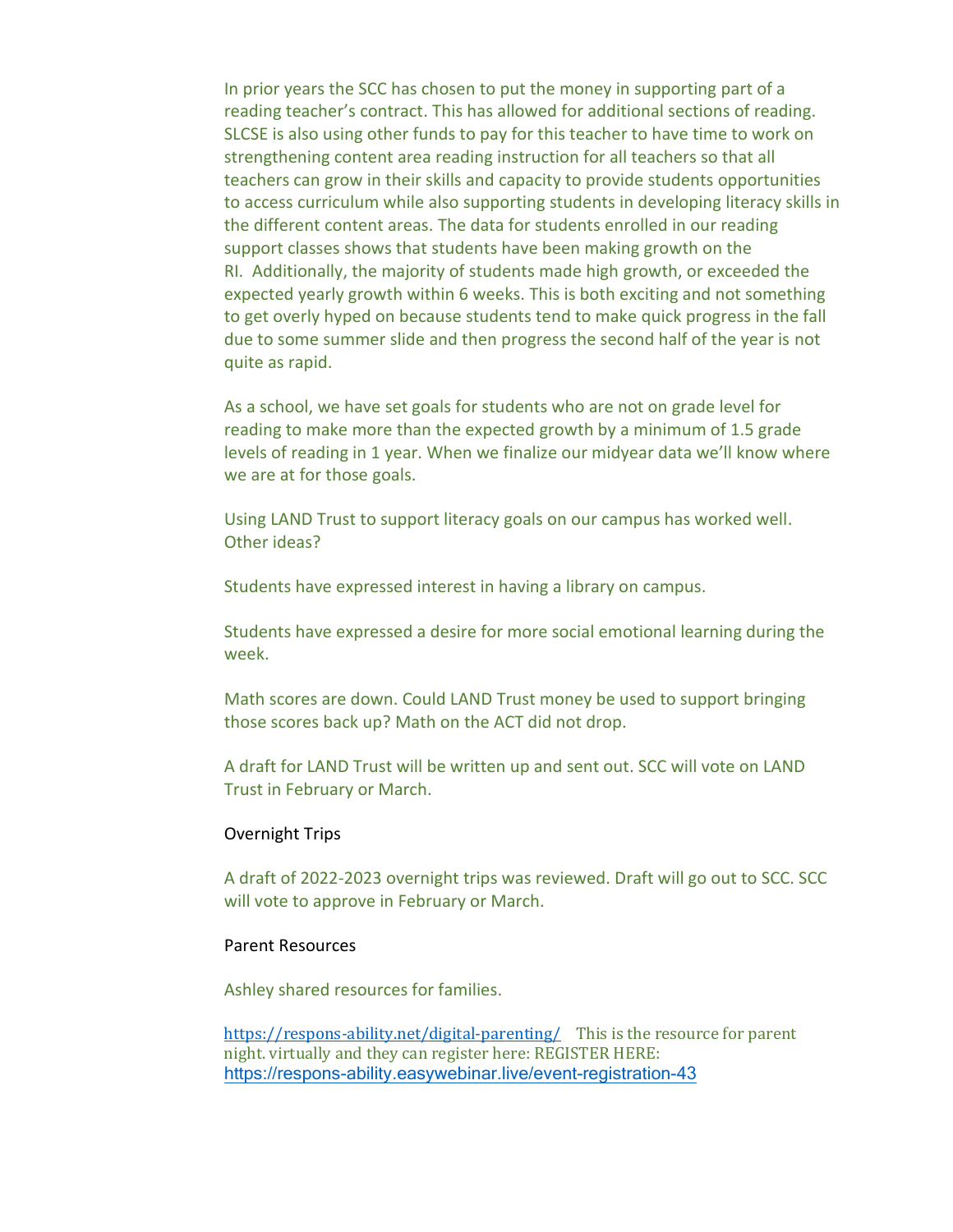In prior years the SCC has chosen to put the money in supporting part of a reading teacher's contract. This has allowed for additional sections of reading. SLCSE is also using other funds to pay for this teacher to have time to work on strengthening content area reading instruction for all teachers so that all teachers can grow in their skills and capacity to provide students opportunities to access curriculum while also supporting students in developing literacy skills in the different content areas. The data for students enrolled in our reading support classes shows that students have been making growth on the RI. Additionally, the majority of students made high growth, or exceeded the expected yearly growth within 6 weeks. This is both exciting and not something to get overly hyped on because students tend to make quick progress in the fall due to some summer slide and then progress the second half of the year is not quite as rapid.

As a school, we have set goals for students who are not on grade level for reading to make more than the expected growth by a minimum of 1.5 grade levels of reading in 1 year. When we finalize our midyear data we'll know where we are at for those goals.

Using LAND Trust to support literacy goals on our campus has worked well. Other ideas?

Students have expressed interest in having a library on campus.

Students have expressed a desire for more social emotional learning during the week.

Math scores are down. Could LAND Trust money be used to support bringing those scores back up? Math on the ACT did not drop.

A draft for LAND Trust will be written up and sent out. SCC will vote on LAND Trust in February or March.

### Overnight Trips

A draft of 2022-2023 overnight trips was reviewed. Draft will go out to SCC. SCC will vote to approve in February or March.

### Parent Resources

Ashley shared resources for families.

https://respons-ability.net/digital-parenting/ This is the resource for parent night. virtually and they can register here: REGISTER HERE: https://respons-ability.easywebinar.live/event-registration-43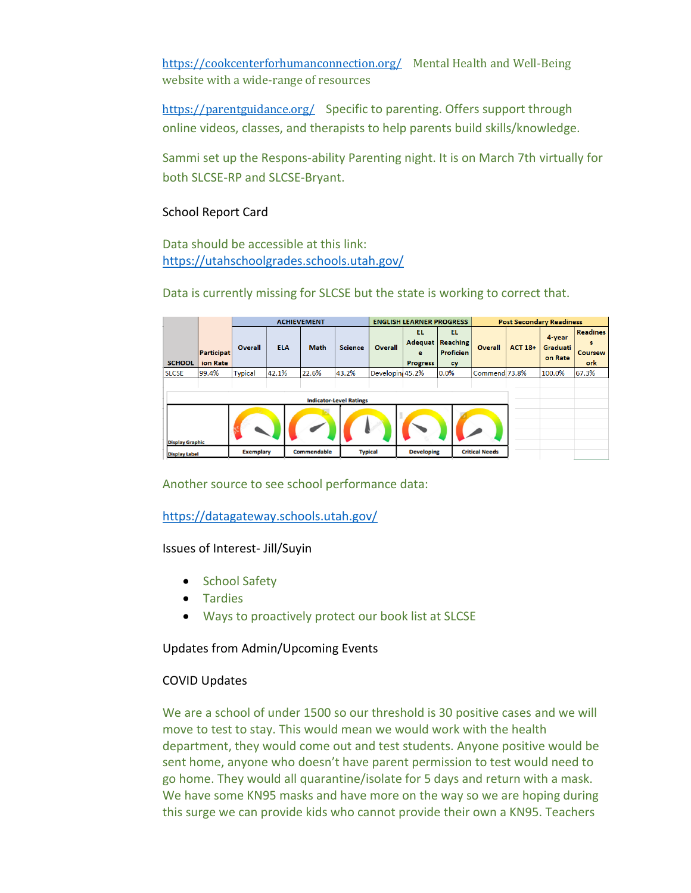https://cookcenterforhumanconnection.org/ Mental Health and Well-Being website with a wide-range of resources

https://parentguidance.org/ Specific to parenting. Offers support through online videos, classes, and therapists to help parents build skills/knowledge.

Sammi set up the Respons-ability Parenting night. It is on March 7th virtually for both SLCSE-RP and SLCSE-Bryant.

School Report Card

Data should be accessible at this link:
https://utahschoolgrades.schools.utah.gov/

Data is currently missing for SLCSE but the state is working to correct that.

| SCHOOL | Participation Rate | ACHIEVEMENT | | | | ENGLISH LEARNER PROGRESS | | | Post Secondary Readiness | | | |
|---|---|---|---|---|---|---|---|---|---|---|---|---|
| | | Overall | ELA | Math | Science | Overall | EL Adequate Progress | EL Reaching Proficiency | Overall | ACT 18+ | 4-year Graduation Rate | Readiness Coursework |
| SLCSE | 99.4% | Typical | 42.1% | 22.6% | 43.2% | Developing | 45.2% | 0.0% | Commend | 73.8% | 100.0% | 67.3% |

| Indicator-Level Ratings | | | | | |
|---|---|---|---|---|---|
| Display Graphic | | | | | |
| Display Label | Exemplary | Commendable | Typical | Developing | Critical Needs |

Another source to see school performance data:

https://datagateway.schools.utah.gov/

Issues of Interest- Jill/Suyin

- School Safety
- Tardies
- Ways to proactively protect our book list at SLCSE

Updates from Admin/Upcoming Events

COVID Updates

We are a school of under 1500 so our threshold is 30 positive cases and we will move to test to stay. This would mean we would work with the health department, they would come out and test students. Anyone positive would be sent home, anyone who doesn't have parent permission to test would need to go home. They would all quarantine/isolate for 5 days and return with a mask. We have some KN95 masks and have more on the way so we are hoping during this surge we can provide kids who cannot provide their own a KN95. Teachers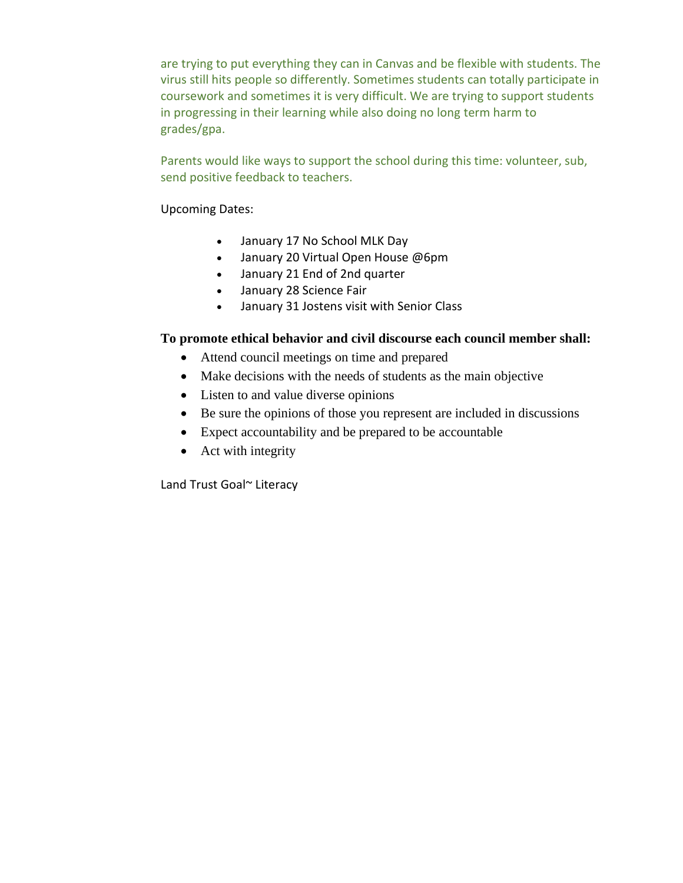are trying to put everything they can in Canvas and be flexible with students. The virus still hits people so differently. Sometimes students can totally participate in coursework and sometimes it is very difficult. We are trying to support students in progressing in their learning while also doing no long term harm to grades/gpa.

Parents would like ways to support the school during this time: volunteer, sub, send positive feedback to teachers.

Upcoming Dates:

- January 17 No School MLK Day
- January 20 Virtual Open House @6pm
- January 21 End of 2nd quarter
- January 28 Science Fair
- January 31 Jostens visit with Senior Class

**To promote ethical behavior and civil discourse each council member shall:**

- Attend council meetings on time and prepared
- Make decisions with the needs of students as the main objective
- Listen to and value diverse opinions
- Be sure the opinions of those you represent are included in discussions
- Expect accountability and be prepared to be accountable
- Act with integrity

Land Trust Goal~ Literacy